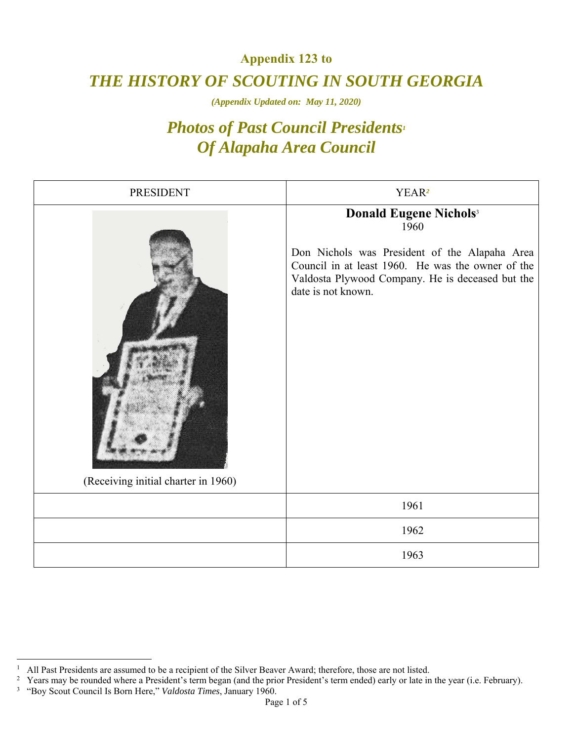## Appendix 123 to

# *THE HISTORY OF SCOUTING IN SOUTH GEORGIA*

***(Appendix Updated on: May 11, 2020)***

## *Photos of Past Council Presidents[1]*
## *Of Alapaha Area Council*

| PRESIDENT | YEAR[2] |
|---|---|
| (Receiving initial charter in 1960) | **Donald Eugene Nichols**[3]<br>1960<br><br>Don Nichols was President of the Alapaha Area Council in at least 1960. He was the owner of the Valdosta Plywood Company. He is deceased but the date is not known. |
| | 1961 |
| | 1962 |
| | 1963 |

---

[1] All Past Presidents are assumed to be a recipient of the Silver Beaver Award; therefore, those are not listed.

[2] Years may be rounded where a President's term began (and the prior President's term ended) early or late in the year (i.e. February).

[3] "Boy Scout Council Is Born Here," *Valdosta Times*, January 1960.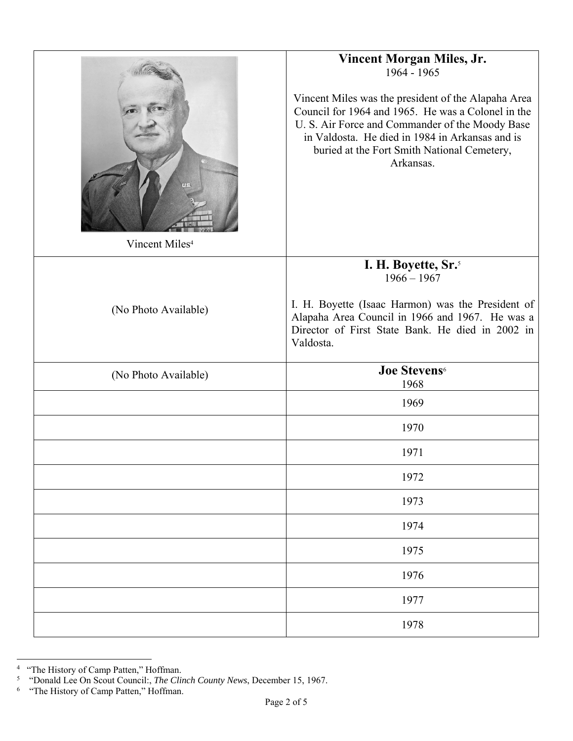| | |
|---|---|
| Vincent Miles[4] | **Vincent Morgan Miles, Jr.**<br>1964 - 1965<br><br>Vincent Miles was the president of the Alapaha Area Council for 1964 and 1965. He was a Colonel in the U. S. Air Force and Commander of the Moody Base in Valdosta. He died in 1984 in Arkansas and is buried at the Fort Smith National Cemetery, Arkansas. |
| (No Photo Available) | **I. H. Boyette, Sr.**[5]<br>1966 – 1967<br><br>I. H. Boyette (Isaac Harmon) was the President of Alapaha Area Council in 1966 and 1967. He was a Director of First State Bank. He died in 2002 in Valdosta. |
| (No Photo Available) | **Joe Stevens**[6]<br>1968 |
| | 1969 |
| | 1970 |
| | 1971 |
| | 1972 |
| | 1973 |
| | 1974 |
| | 1975 |
| | 1976 |
| | 1977 |
| | 1978 |

[4] "The History of Camp Patten," Hoffman.
[5] "Donald Lee On Scout Council:, *The Clinch County News*, December 15, 1967.
[6] "The History of Camp Patten," Hoffman.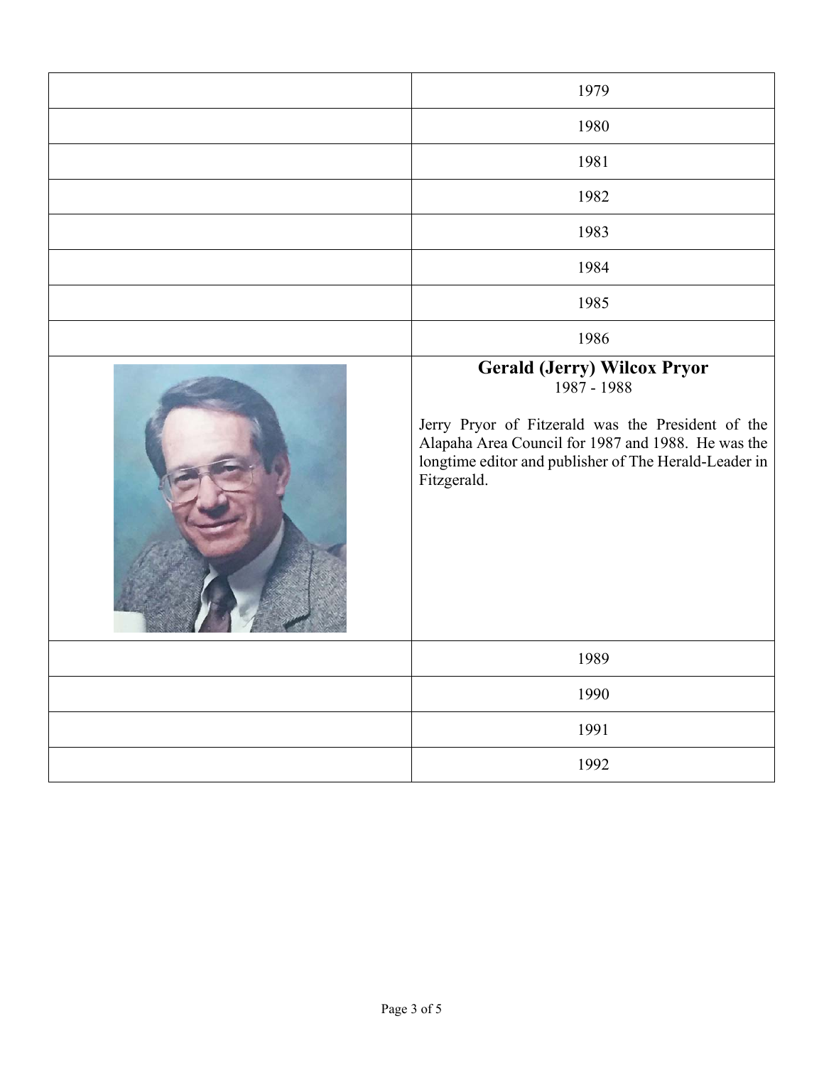| | |
|---|---|
| | 1979 |
| | 1980 |
| | 1981 |
| | 1982 |
| | 1983 |
| | 1984 |
| | 1985 |
| | 1986 |
| | **Gerald (Jerry) Wilcox Pryor**<br>1987 - 1988<br><br>Jerry Pryor of Fitzerald was the President of the Alapaha Area Council for 1987 and 1988. He was the longtime editor and publisher of The Herald-Leader in Fitzgerald. |
| | 1989 |
| | 1990 |
| | 1991 |
| | 1992 |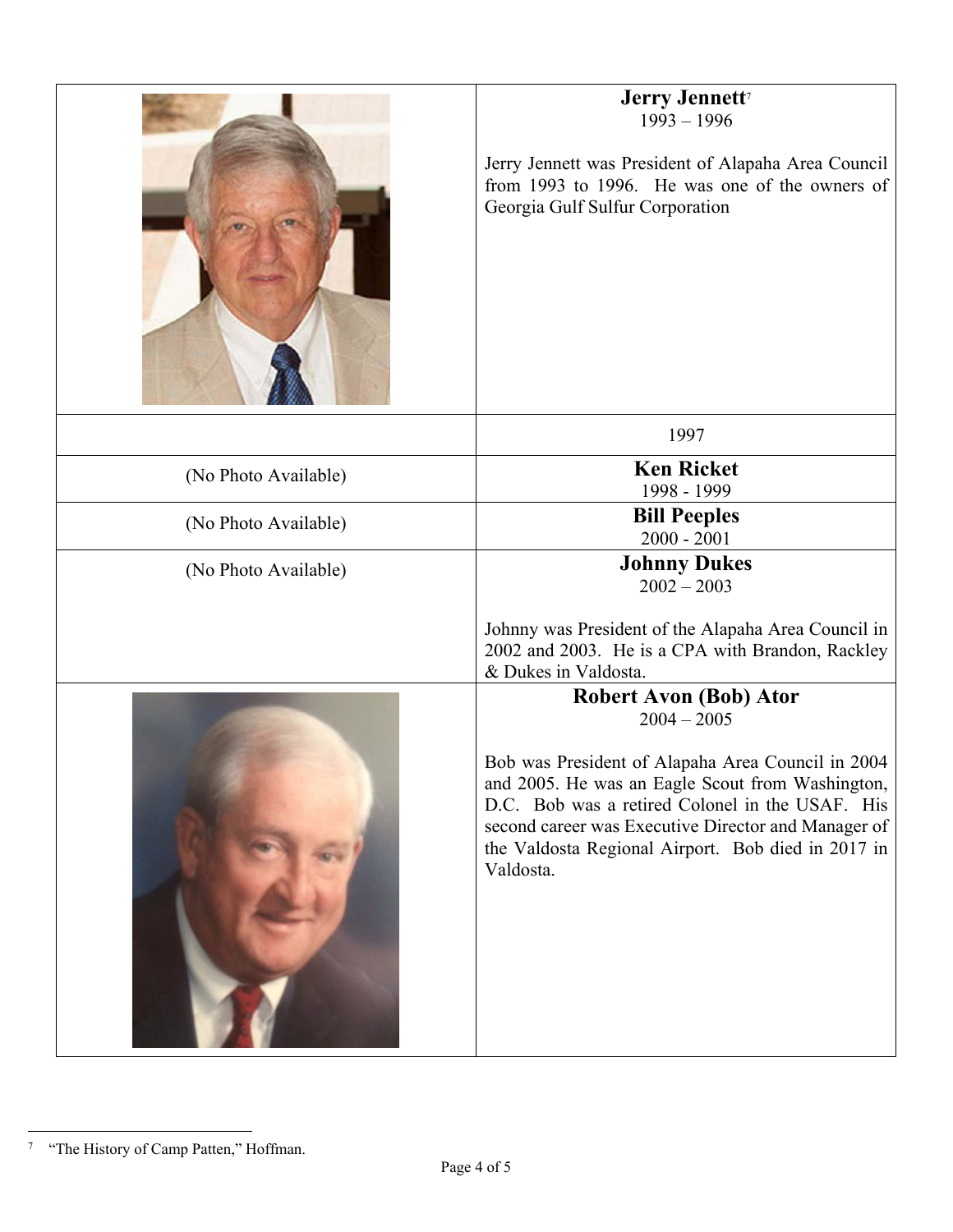| | |
|---|---|
| | **Jerry Jennett**[7]<br>1993 – 1996<br><br>Jerry Jennett was President of Alapaha Area Council from 1993 to 1996. He was one of the owners of Georgia Gulf Sulfur Corporation |
| | 1997 |
| (No Photo Available) | **Ken Ricket**<br>1998 - 1999 |
| (No Photo Available) | **Bill Peeples**<br>2000 - 2001 |
| (No Photo Available) | **Johnny Dukes**<br>2002 – 2003<br><br>Johnny was President of the Alapaha Area Council in 2002 and 2003. He is a CPA with Brandon, Rackley & Dukes in Valdosta. |
| | **Robert Avon (Bob) Ator**<br>2004 – 2005<br><br>Bob was President of Alapaha Area Council in 2004 and 2005. He was an Eagle Scout from Washington, D.C. Bob was a retired Colonel in the USAF. His second career was Executive Director and Manager of the Valdosta Regional Airport. Bob died in 2017 in Valdosta. |

[7] "The History of Camp Patten," Hoffman.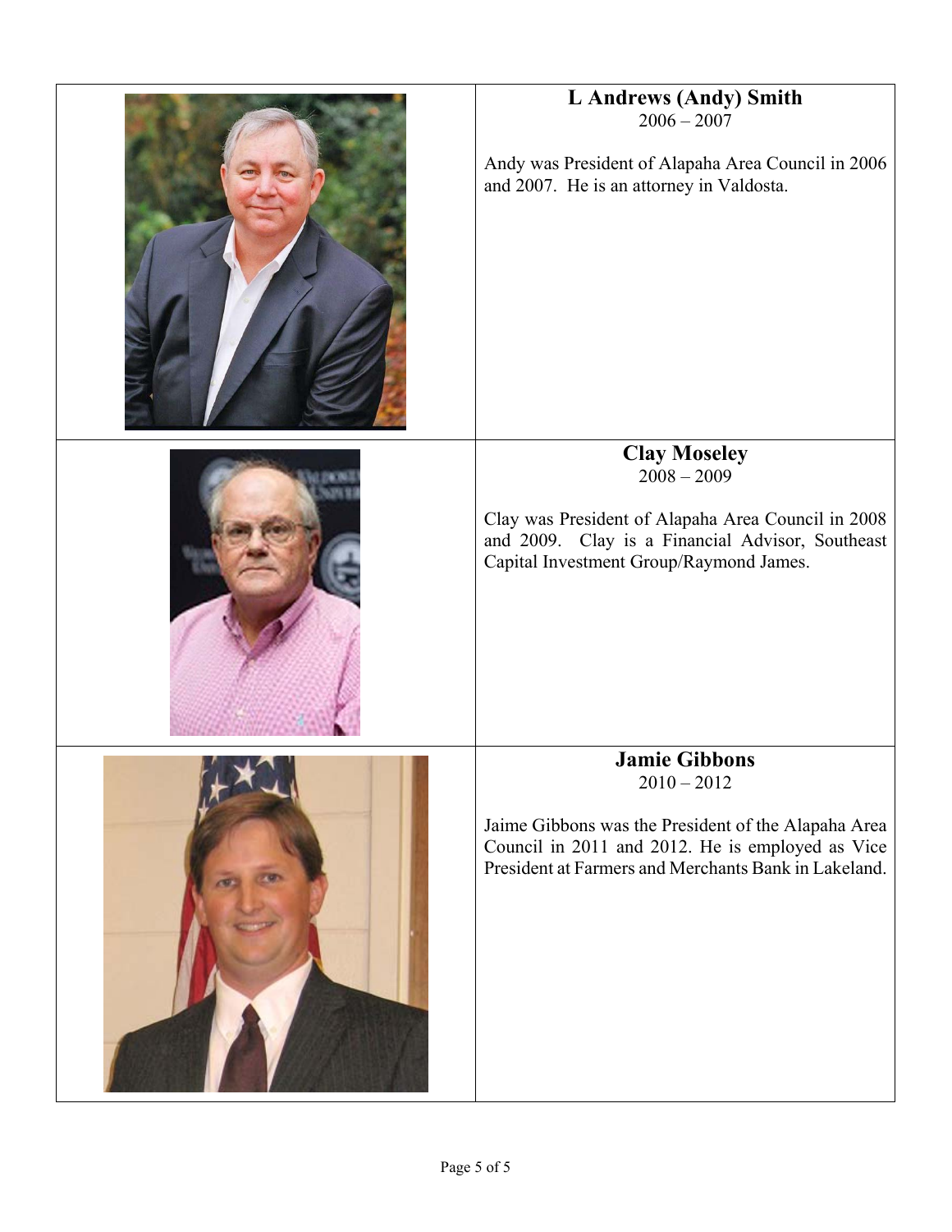**L Andrews (Andy) Smith**
2006 – 2007

Andy was President of Alapaha Area Council in 2006 and 2007. He is an attorney in Valdosta.

**Clay Moseley**
2008 – 2009

Clay was President of Alapaha Area Council in 2008 and 2009. Clay is a Financial Advisor, Southeast Capital Investment Group/Raymond James.

**Jamie Gibbons**
2010 – 2012

Jaime Gibbons was the President of the Alapaha Area Council in 2011 and 2012. He is employed as Vice President at Farmers and Merchants Bank in Lakeland.